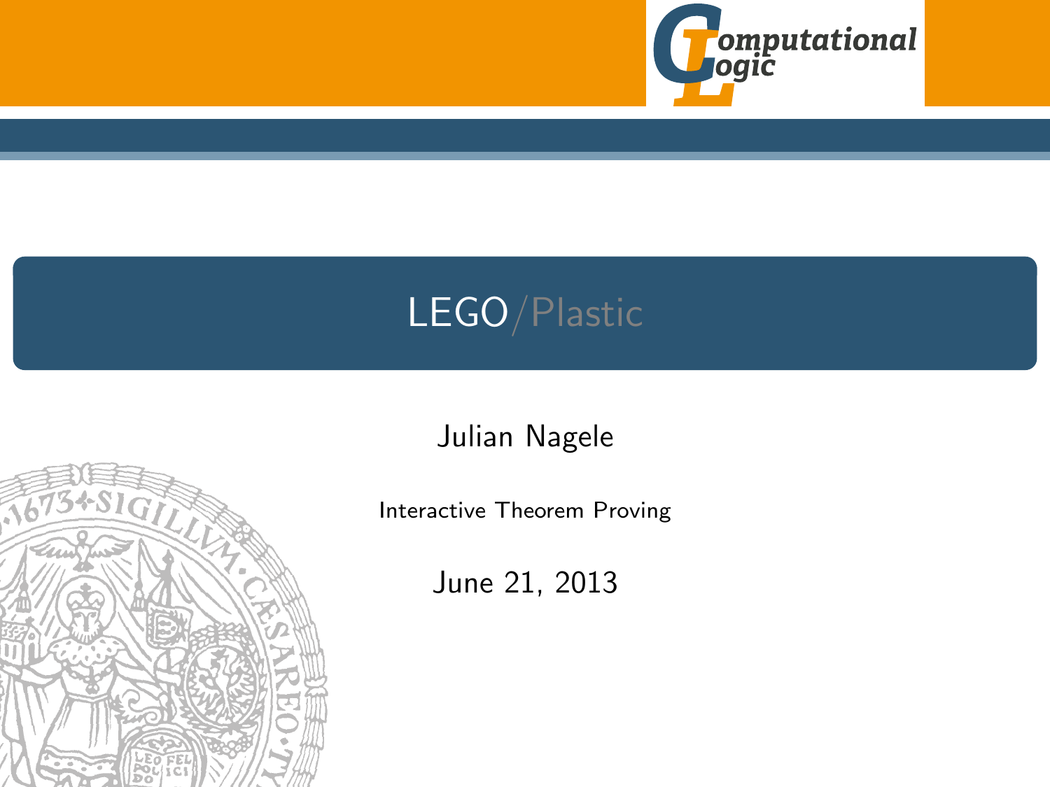# LEGO/Plastic

Julian Nagele

Interactive Theorem Proving

June 21, 2013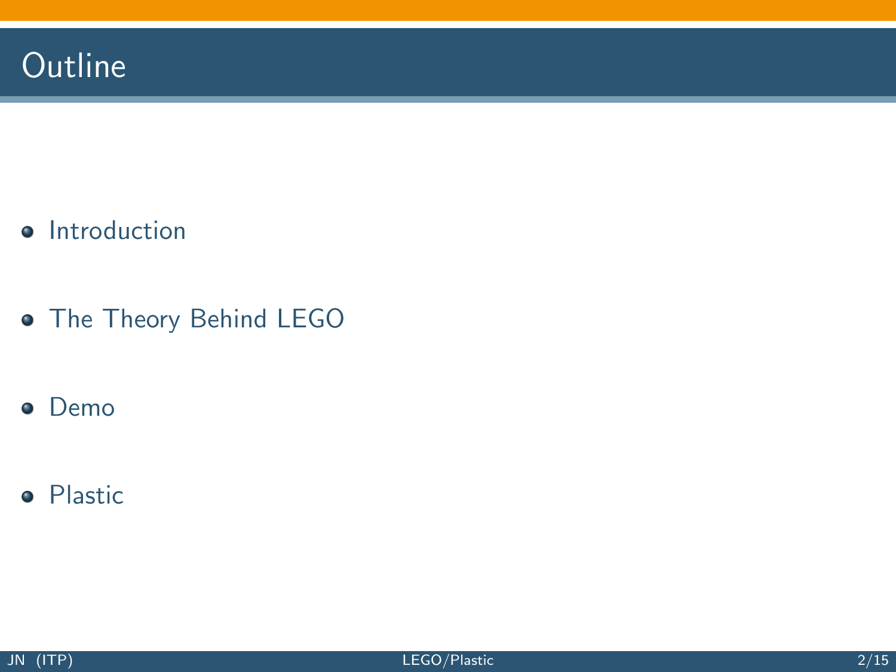# Outline

- Introduction
- The Theory Behind LEGO
- Demo
- Plastic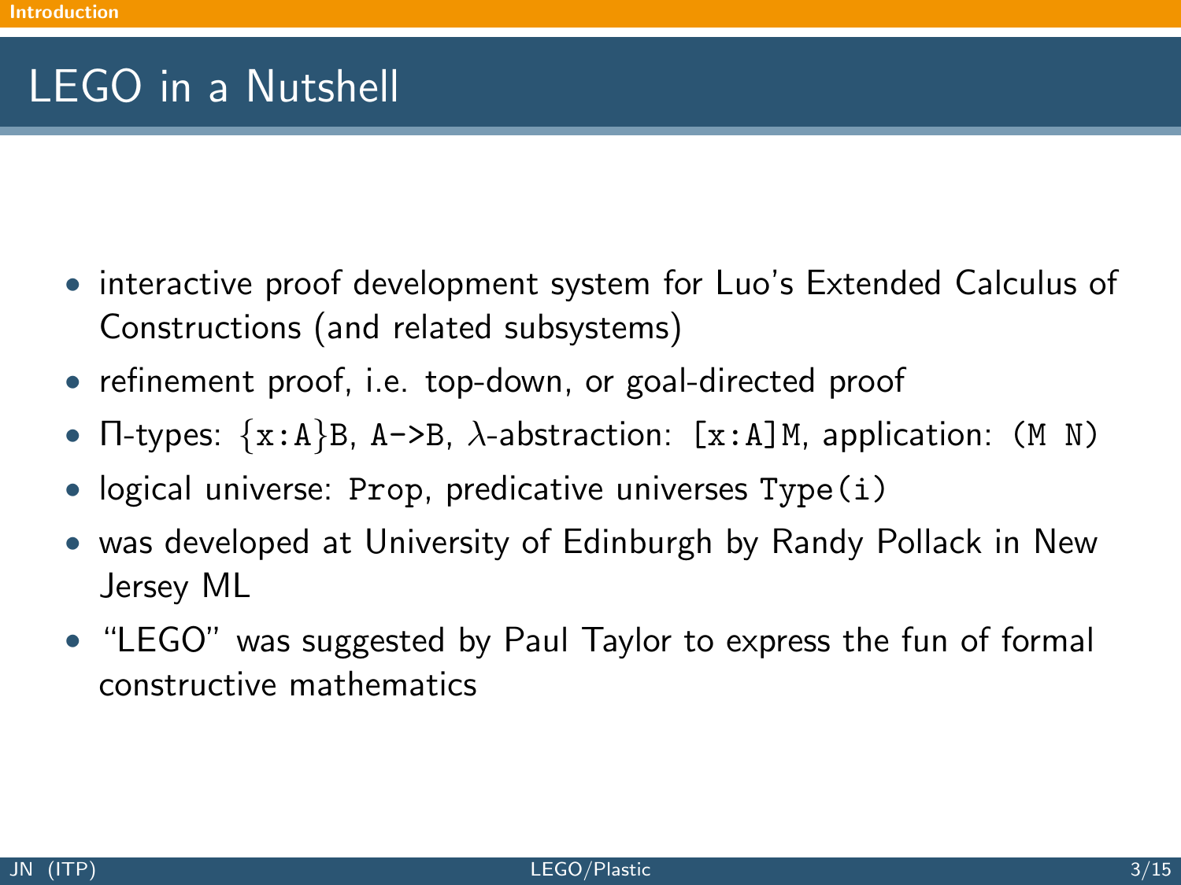# LEGO in a Nutshell

- interactive proof development system for Luo's Extended Calculus of Constructions (and related subsystems)
- refinement proof, i.e. top-down, or goal-directed proof
- Π-types: `{x:A}B`, `A->B`, $\lambda$-abstraction: `[x:A]M`, application: `(M N)`
- logical universe: `Prop`, predicative universes `Type(i)`
- was developed at University of Edinburgh by Randy Pollack in New Jersey ML
- "LEGO" was suggested by Paul Taylor to express the fun of formal constructive mathematics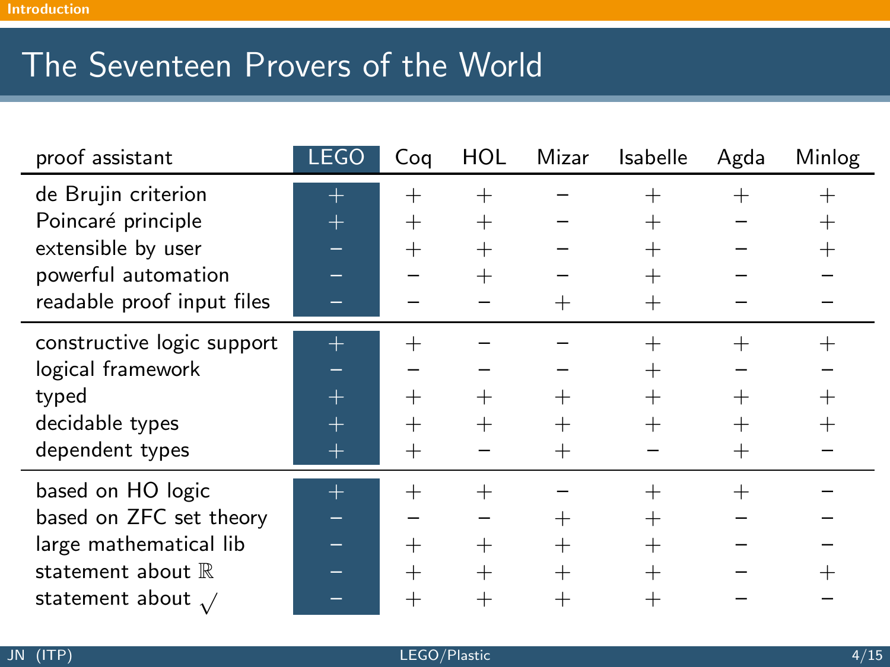# The Seventeen Provers of the World

| proof assistant | LEGO | Coq | HOL | Mizar | Isabelle | Agda | Minlog |
|---|---|---|---|---|---|---|---|
| de Brujin criterion | + | + | + | − | + | + | + |
| Poincaré principle | + | + | + | − | + | − | + |
| extensible by user | − | + | + | − | + | − | + |
| powerful automation | − | − | + | − | + | − | − |
| readable proof input files | − | − | − | + | + | − | − |
| constructive logic support | + | + | − | − | + | + | + |
| logical framework | − | − | − | − | + | − | − |
| typed | + | + | + | + | + | + | + |
| decidable types | + | + | + | + | + | + | + |
| dependent types | + | + | − | + | − | + | − |
| based on HO logic | + | + | + | − | + | + | − |
| based on ZFC set theory | − | − | − | + | + | − | − |
| large mathematical lib | − | + | + | + | + | − | − |
| statement about $\mathbb{R}$ | − | + | + | + | + | − | + |
| statement about $\surd$ | − | + | + | + | + | − | − |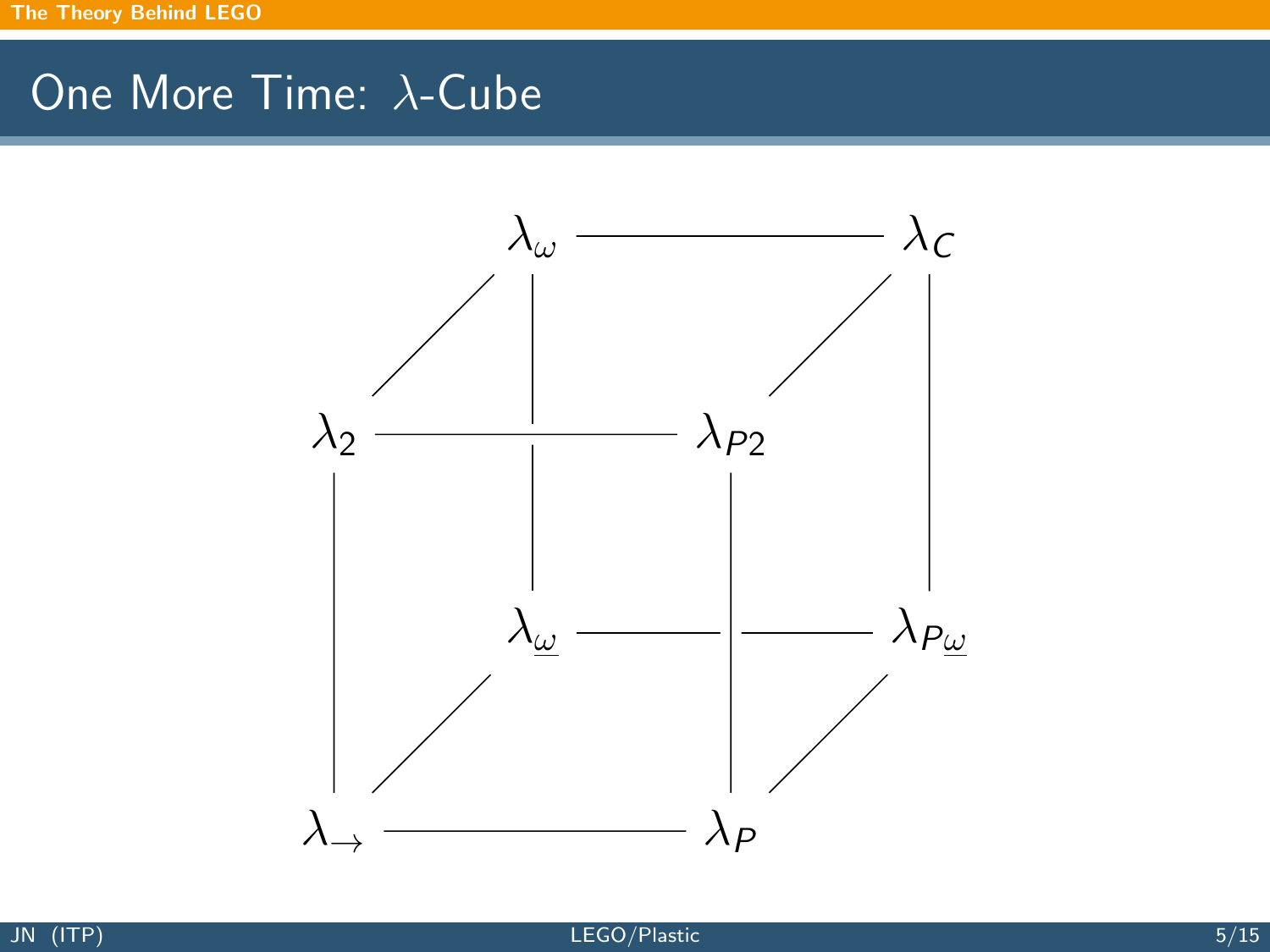# One More Time: $\lambda$-Cube

$\lambda_\omega$ — $\lambda_C$

$\lambda_2$ — $\lambda_{P2}$

$\lambda_{\underline{\omega}}$ — $\lambda_{P\underline{\omega}}$

$\lambda_\to$ — $\lambda_P$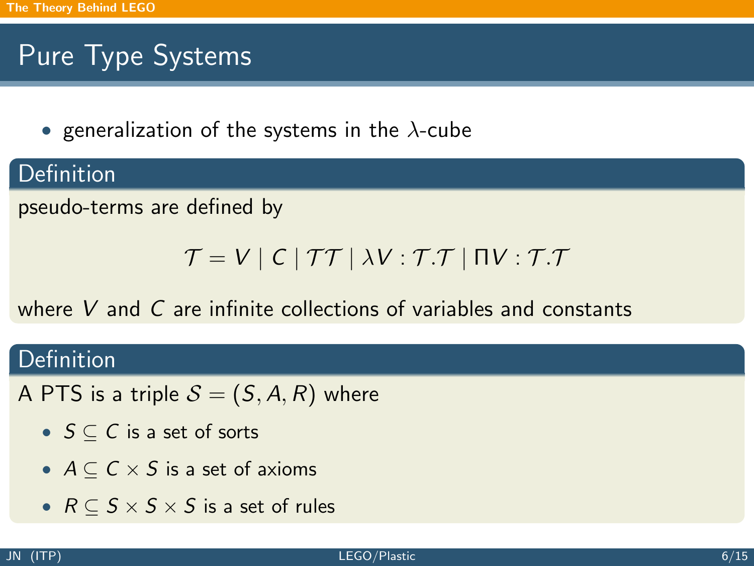# Pure Type Systems

- generalization of the systems in the $\lambda$-cube

**Definition**

pseudo-terms are defined by

$$\mathcal{T} = V \mid C \mid \mathcal{T}\mathcal{T} \mid \lambda V : \mathcal{T}.\mathcal{T} \mid \Pi V : \mathcal{T}.\mathcal{T}$$

where $V$ and $C$ are infinite collections of variables and constants

**Definition**

A PTS is a triple $\mathcal{S} = (S, A, R)$ where

- $S \subseteq C$ is a set of sorts
- $A \subseteq C \times S$ is a set of axioms
- $R \subseteq S \times S \times S$ is a set of rules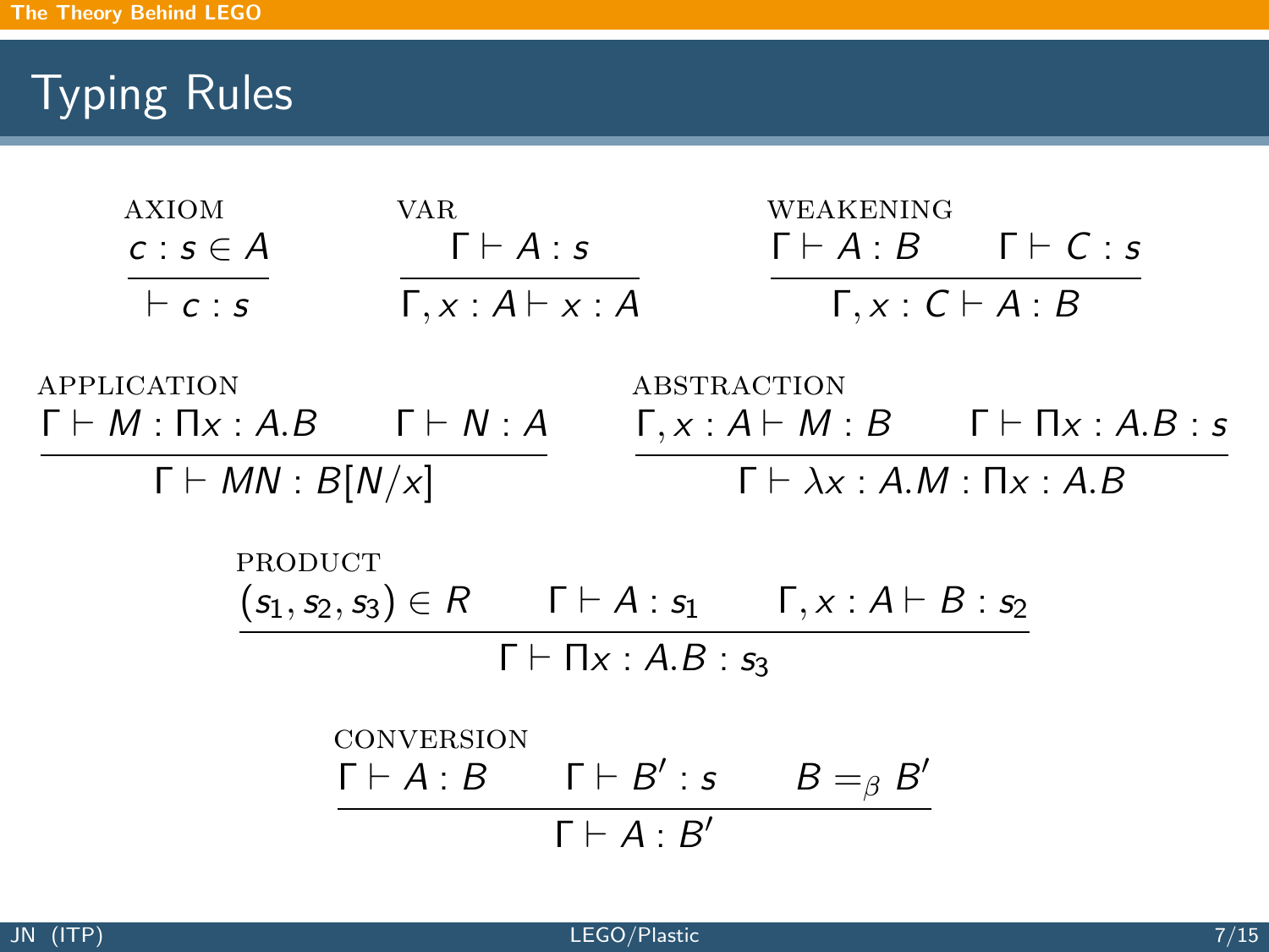# Typing Rules

**AXIOM**

$$\frac{c : s \in A}{\vdash c : s}$$

**VAR**

$$\frac{\Gamma \vdash A : s}{\Gamma, x : A \vdash x : A}$$

**WEAKENING**

$$\frac{\Gamma \vdash A : B \qquad \Gamma \vdash C : s}{\Gamma, x : C \vdash A : B}$$

**APPLICATION**

$$\frac{\Gamma \vdash M : \Pi x : A.B \qquad \Gamma \vdash N : A}{\Gamma \vdash MN : B[N/x]}$$

**ABSTRACTION**

$$\frac{\Gamma, x : A \vdash M : B \qquad \Gamma \vdash \Pi x : A.B : s}{\Gamma \vdash \lambda x : A.M : \Pi x : A.B}$$

**PRODUCT**

$$\frac{(s_1, s_2, s_3) \in R \qquad \Gamma \vdash A : s_1 \qquad \Gamma, x : A \vdash B : s_2}{\Gamma \vdash \Pi x : A.B : s_3}$$

**CONVERSION**

$$\frac{\Gamma \vdash A : B \qquad \Gamma \vdash B' : s \qquad B =_\beta B'}{\Gamma \vdash A : B'}$$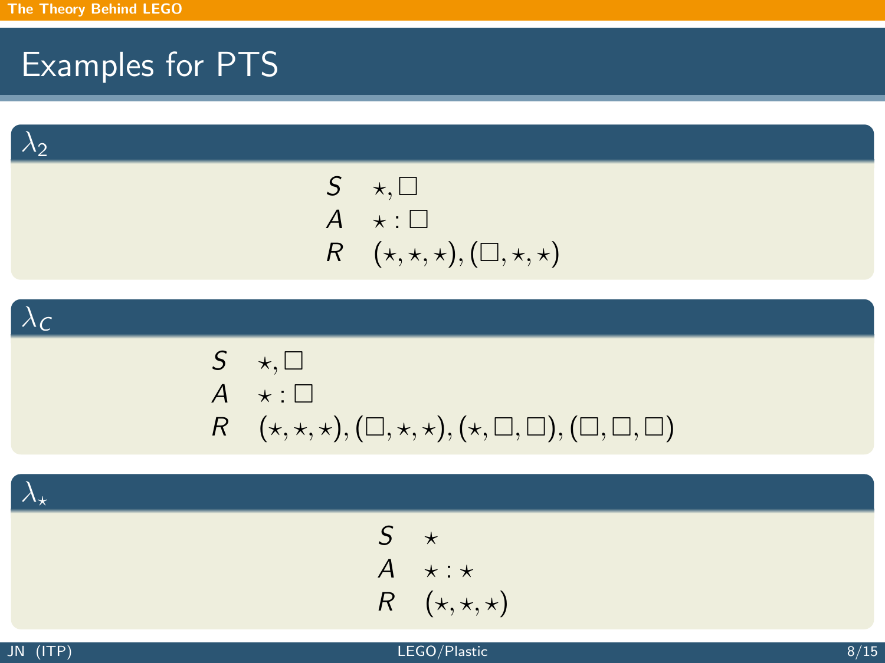# Examples for PTS

### $\lambda_2$

$$
\begin{array}{ll}
S & \star, \Box \\
A & \star : \Box \\
R & (\star, \star, \star), (\Box, \star, \star)
\end{array}
$$

### $\lambda_C$

$$
\begin{array}{ll}
S & \star, \Box \\
A & \star : \Box \\
R & (\star, \star, \star), (\Box, \star, \star), (\star, \Box, \Box), (\Box, \Box, \Box)
\end{array}
$$

### $\lambda_\star$

$$
\begin{array}{ll}
S & \star \\
A & \star : \star \\
R & (\star, \star, \star)
\end{array}
$$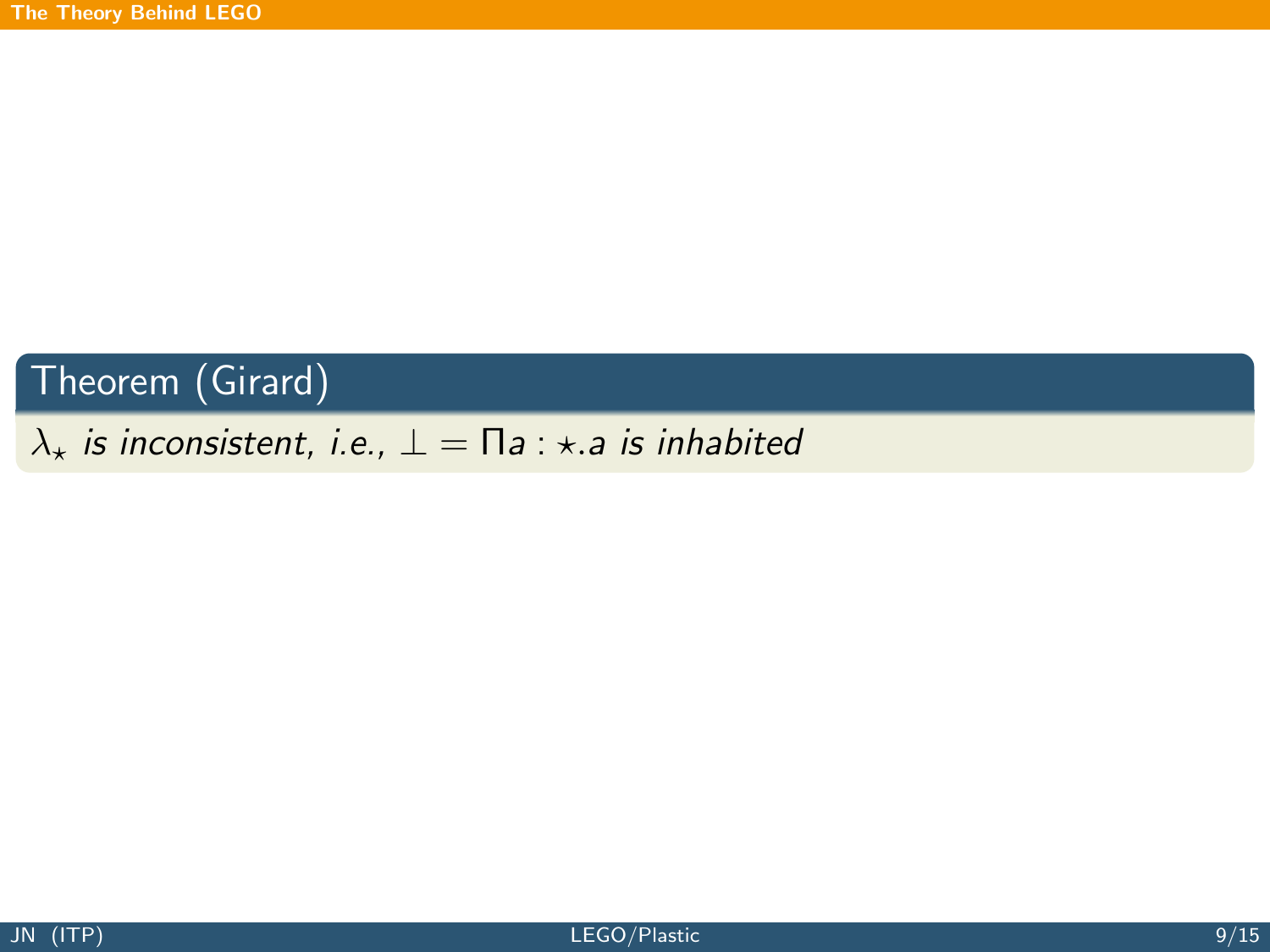**Theorem (Girard)**

*$\lambda_\star$ is inconsistent, i.e., $\bot = \Pi a : \star . a$ is inhabited*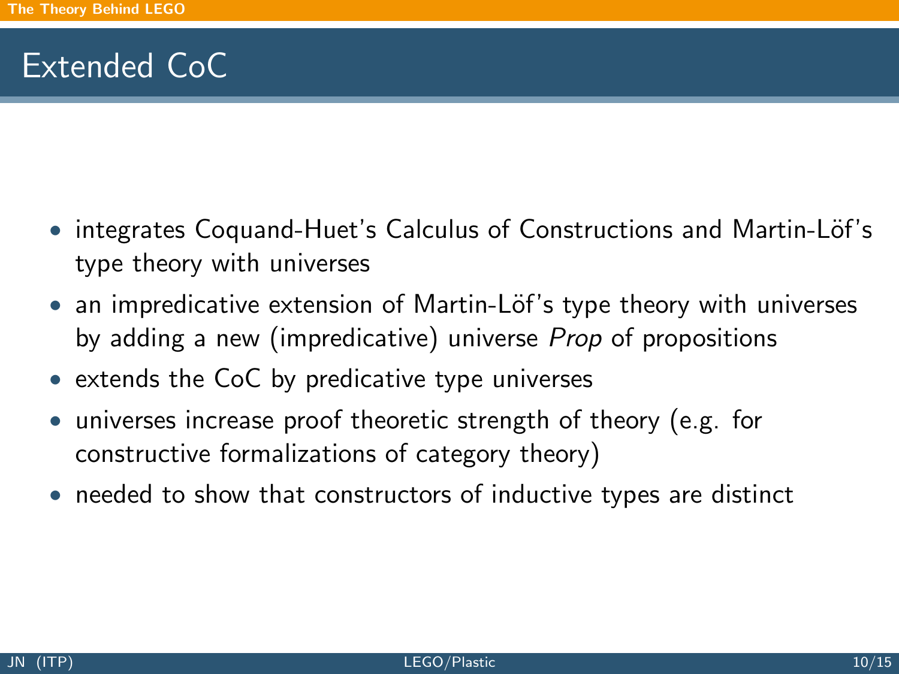# Extended CoC

- integrates Coquand-Huet's Calculus of Constructions and Martin-Löf's type theory with universes
- an impredicative extension of Martin-Löf's type theory with universes by adding a new (impredicative) universe *Prop* of propositions
- extends the CoC by predicative type universes
- universes increase proof theoretic strength of theory (e.g. for constructive formalizations of category theory)
- needed to show that constructors of inductive types are distinct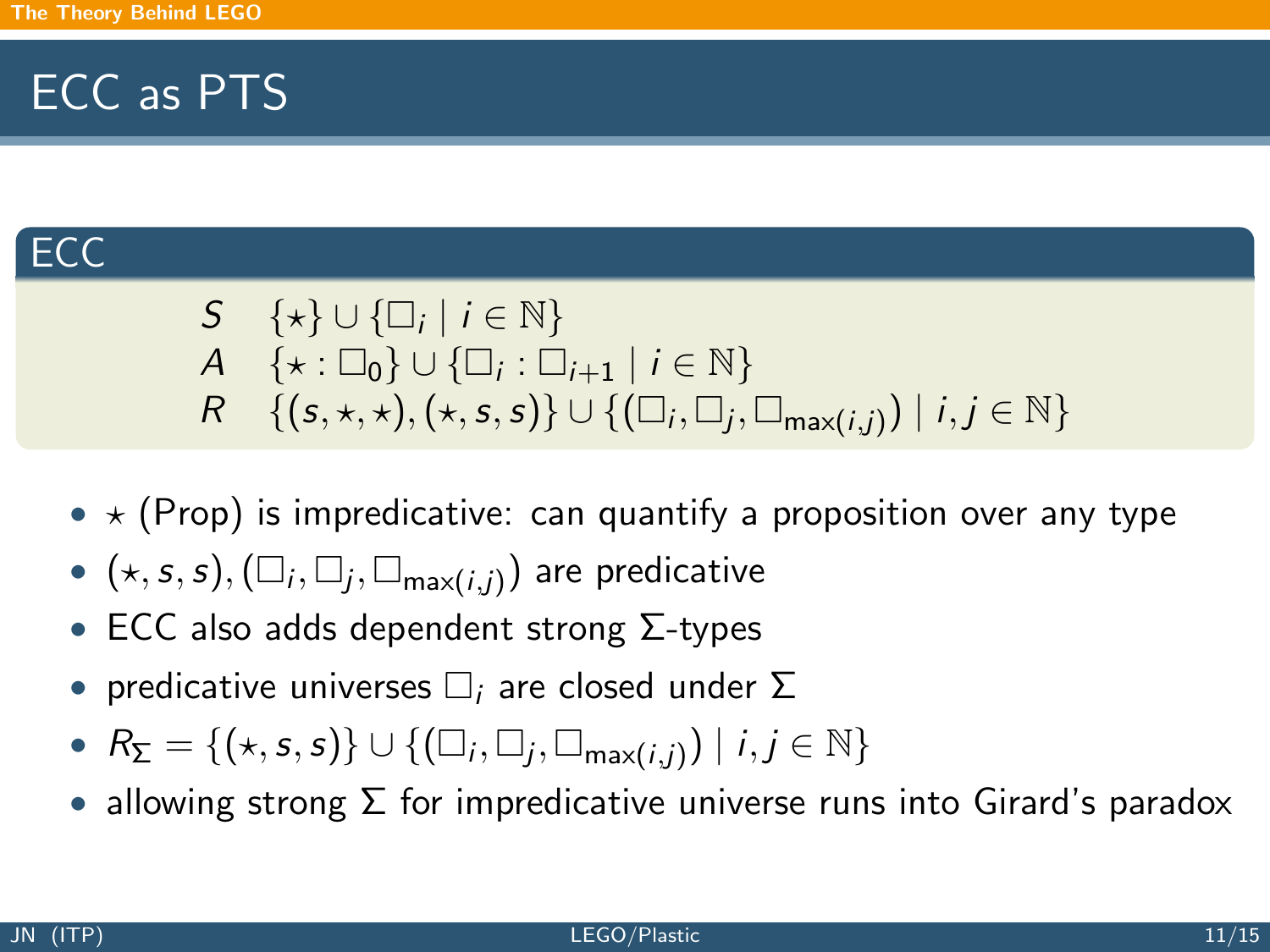# ECC as PTS

## ECC

$$
\begin{array}{ll}
S & \{\star\} \cup \{\Box_i \mid i \in \mathbb{N}\} \\
A & \{\star : \Box_0\} \cup \{\Box_i : \Box_{i+1} \mid i \in \mathbb{N}\} \\
R & \{(s, \star, \star), (\star, s, s)\} \cup \{(\Box_i, \Box_j, \Box_{\max(i,j)}) \mid i, j \in \mathbb{N}\}
\end{array}
$$

- $\star$ (Prop) is impredicative: can quantify a proposition over any type
- $(\star, s, s), (\Box_i, \Box_j, \Box_{\max(i,j)})$ are predicative
- ECC also adds dependent strong $\Sigma$-types
- predicative universes $\Box_i$ are closed under $\Sigma$
- $R_\Sigma = \{(\star, s, s)\} \cup \{(\Box_i, \Box_j, \Box_{\max(i,j)}) \mid i, j \in \mathbb{N}\}$
- allowing strong $\Sigma$ for impredicative universe runs into Girard's paradox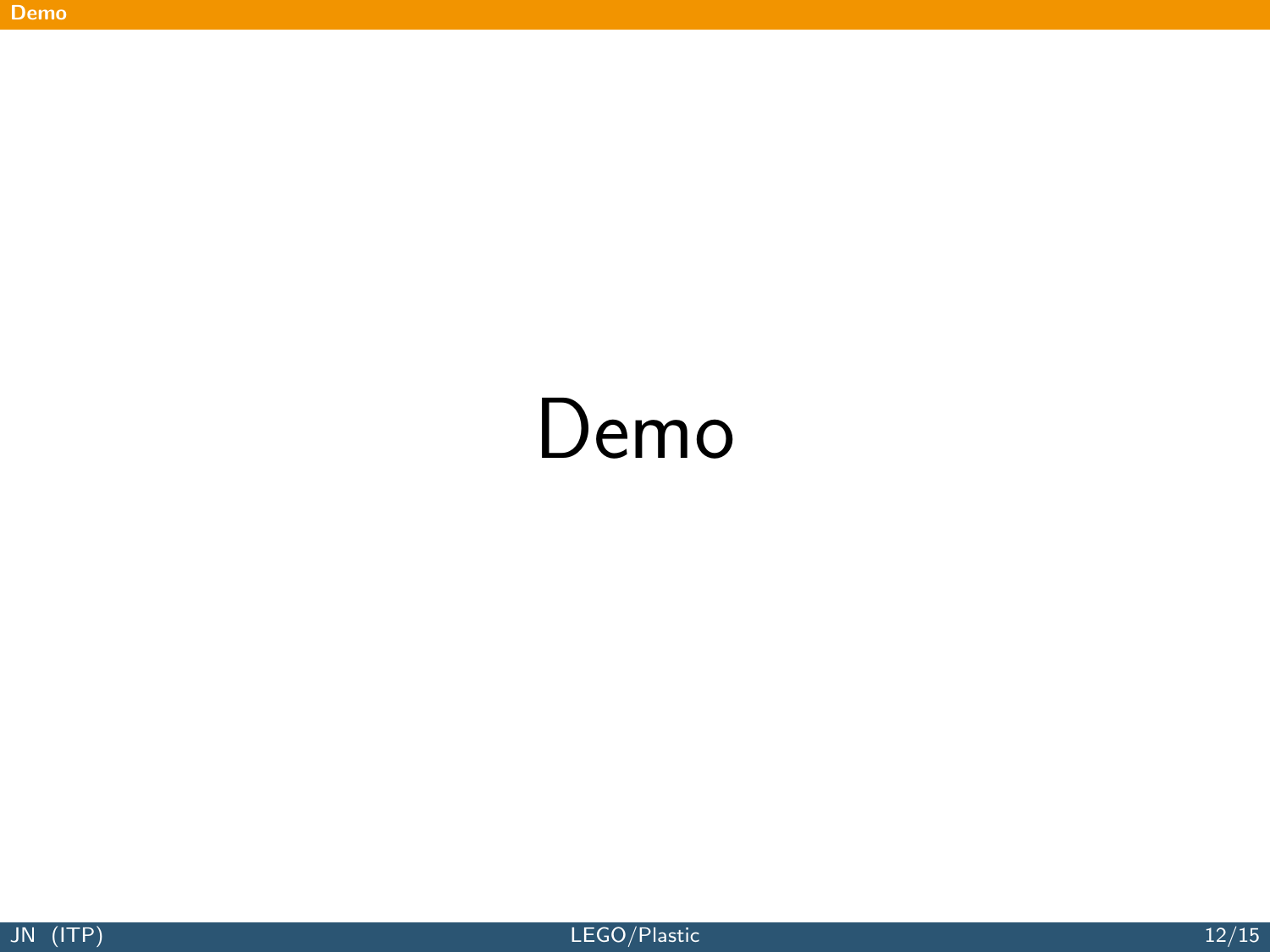# Demo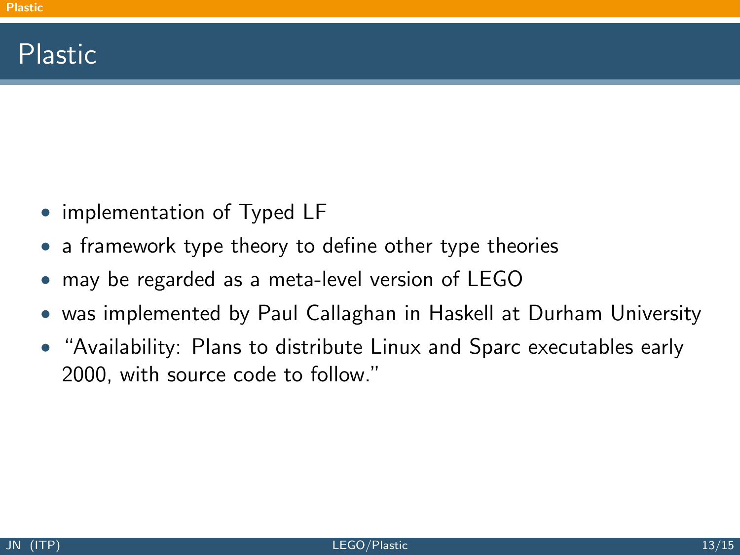# Plastic

- implementation of Typed LF
- a framework type theory to define other type theories
- may be regarded as a meta-level version of LEGO
- was implemented by Paul Callaghan in Haskell at Durham University
- "Availability: Plans to distribute Linux and Sparc executables early 2000, with source code to follow."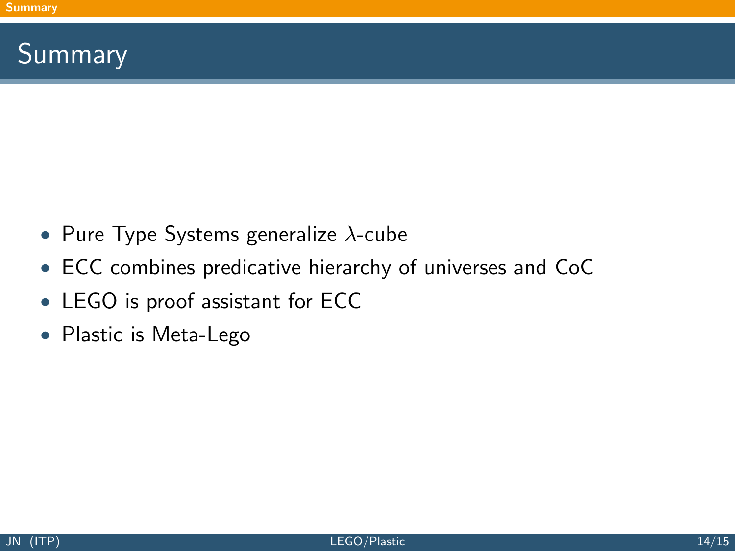# Summary

- Pure Type Systems generalize $\lambda$-cube
- ECC combines predicative hierarchy of universes and CoC
- LEGO is proof assistant for ECC
- Plastic is Meta-Lego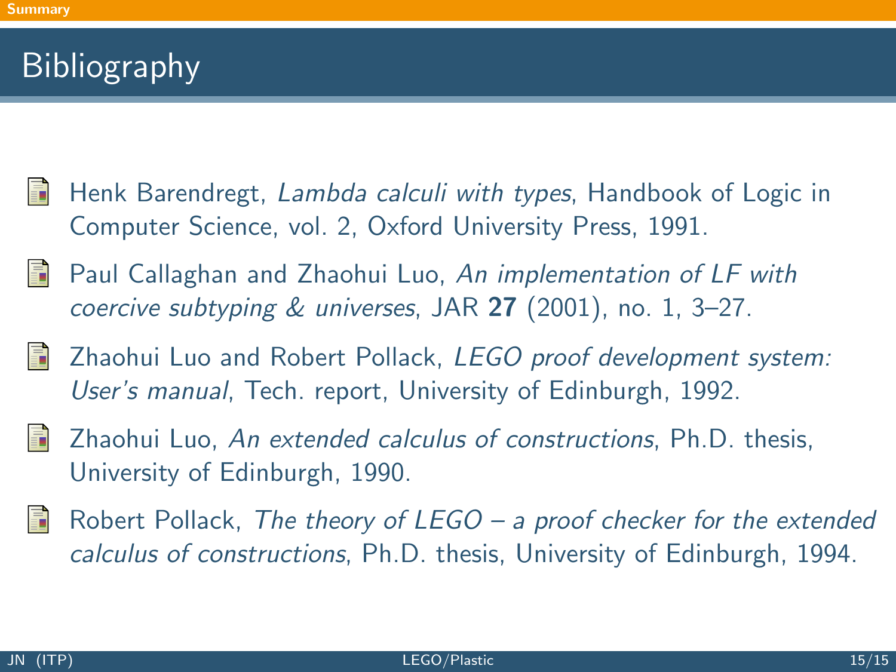# Bibliography

- Henk Barendregt, *Lambda calculi with types*, Handbook of Logic in Computer Science, vol. 2, Oxford University Press, 1991.
- Paul Callaghan and Zhaohui Luo, *An implementation of LF with coercive subtyping & universes*, JAR **27** (2001), no. 1, 3–27.
- Zhaohui Luo and Robert Pollack, *LEGO proof development system: User's manual*, Tech. report, University of Edinburgh, 1992.
- Zhaohui Luo, *An extended calculus of constructions*, Ph.D. thesis, University of Edinburgh, 1990.
- Robert Pollack, *The theory of LEGO – a proof checker for the extended calculus of constructions*, Ph.D. thesis, University of Edinburgh, 1994.